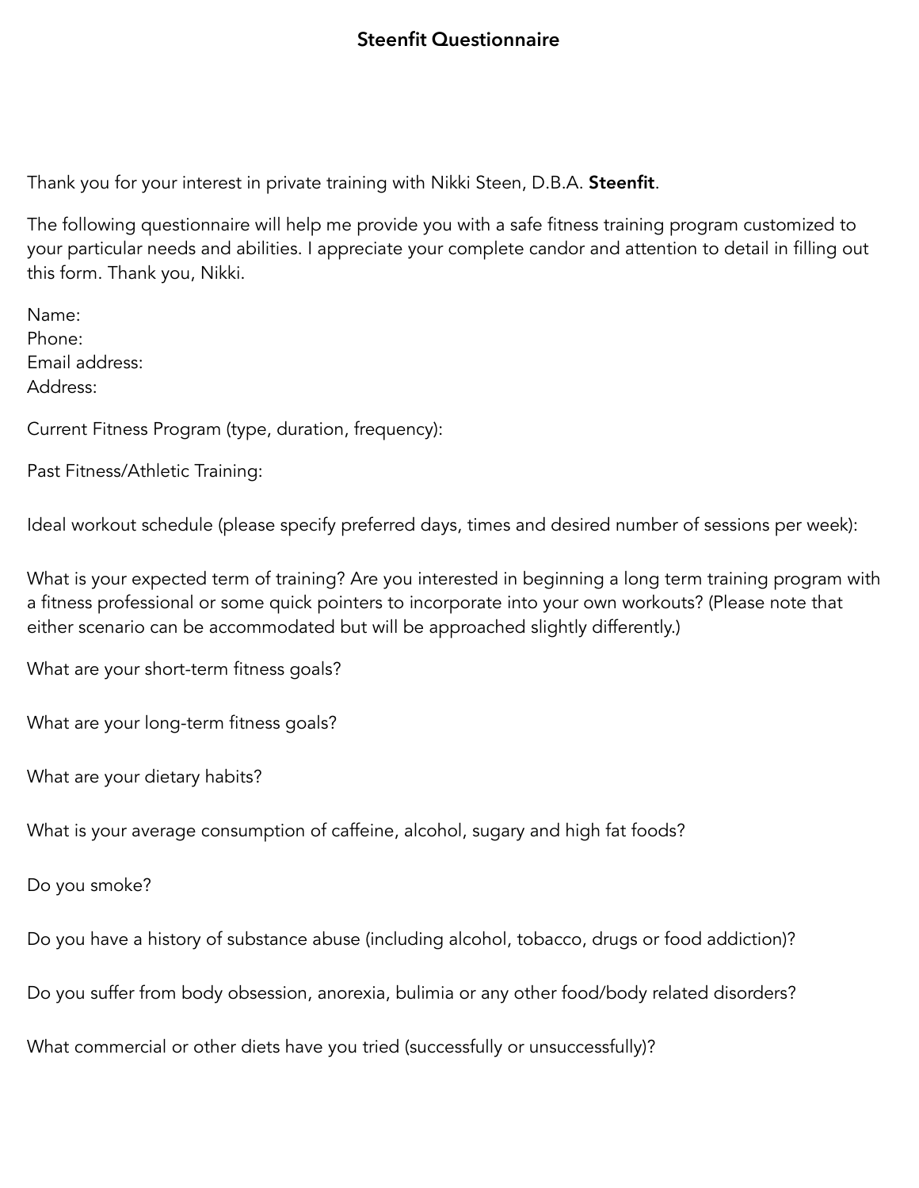# Steenfit Questionnaire

Thank you for your interest in private training with Nikki Steen, D.B.A. **Steenfit**.

The following questionnaire will help me provide you with a safe fitness training program customized to your particular needs and abilities. I appreciate your complete candor and attention to detail in filling out this form. Thank you, Nikki.

Name:
Phone:
Email address:
Address:

Current Fitness Program (type, duration, frequency):

Past Fitness/Athletic Training:

Ideal workout schedule (please specify preferred days, times and desired number of sessions per week):

What is your expected term of training? Are you interested in beginning a long term training program with a fitness professional or some quick pointers to incorporate into your own workouts? (Please note that either scenario can be accommodated but will be approached slightly differently.)

What are your short-term fitness goals?

What are your long-term fitness goals?

What are your dietary habits?

What is your average consumption of caffeine, alcohol, sugary and high fat foods?

Do you smoke?

Do you have a history of substance abuse (including alcohol, tobacco, drugs or food addiction)?

Do you suffer from body obsession, anorexia, bulimia or any other food/body related disorders?

What commercial or other diets have you tried (successfully or unsuccessfully)?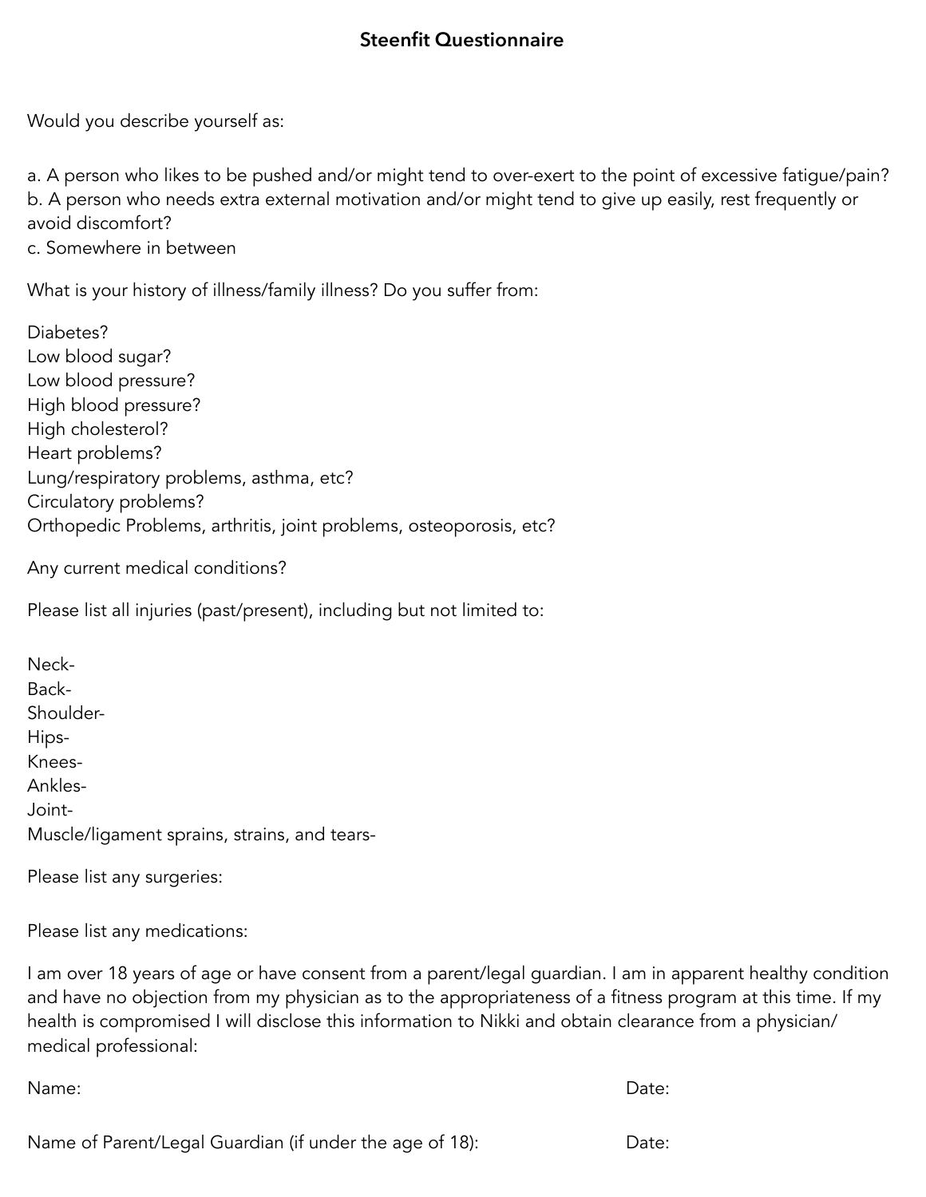# Steenfit Questionnaire

Would you describe yourself as:

a. A person who likes to be pushed and/or might tend to over-exert to the point of excessive fatigue/pain?
b. A person who needs extra external motivation and/or might tend to give up easily, rest frequently or avoid discomfort?
c. Somewhere in between

What is your history of illness/family illness? Do you suffer from:

Diabetes?
Low blood sugar?
Low blood pressure?
High blood pressure?
High cholesterol?
Heart problems?
Lung/respiratory problems, asthma, etc?
Circulatory problems?
Orthopedic Problems, arthritis, joint problems, osteoporosis, etc?

Any current medical conditions?

Please list all injuries (past/present), including but not limited to:

Neck-
Back-
Shoulder-
Hips-
Knees-
Ankles-
Joint-
Muscle/ligament sprains, strains, and tears-

Please list any surgeries:

Please list any medications:

I am over 18 years of age or have consent from a parent/legal guardian. I am in apparent healthy condition and have no objection from my physician as to the appropriateness of a fitness program at this time. If my health is compromised I will disclose this information to Nikki and obtain clearance from a physician/medical professional:

Name: Date:

Name of Parent/Legal Guardian (if under the age of 18): Date: